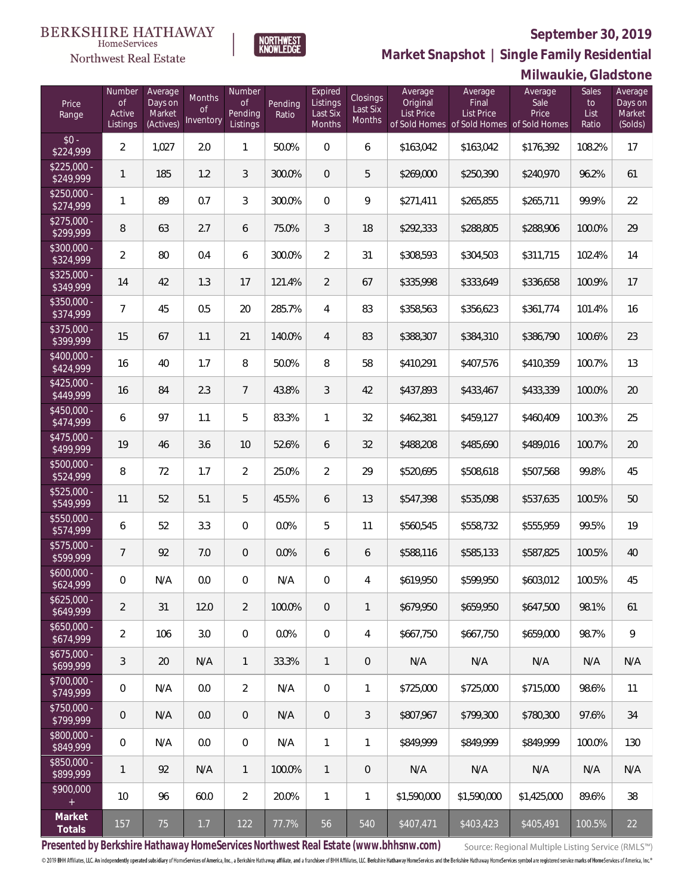BERKSHIRE HATHAWAY HomeServices

Northwest Real Estate

NORTHWEST KNOWLEDGE

# September 30, 2019

## Market Snapshot | Single Family Residential

## Milwaukie, Gladstone

| Price Range | Number of Active Listings | Average Days on Market (Actives) | Months of Inventory | Number of Pending Listings | Pending Ratio | Expired Listings Last Six Months | Closings Last Six Months | Average Original List Price of Sold Homes | Average Final List Price of Sold Homes | Average Sale Price of Sold Homes | Sales to List Ratio | Average Days on Market (Solds) |
|---|---|---|---|---|---|---|---|---|---|---|---|---|
| $0 - $224,999 | 2 | 1,027 | 2.0 | 1 | 50.0% | 0 | 6 | $163,042 | $163,042 | $176,392 | 108.2% | 17 |
| $225,000 - $249,999 | 1 | 185 | 1.2 | 3 | 300.0% | 0 | 5 | $269,000 | $250,390 | $240,970 | 96.2% | 61 |
| $250,000 - $274,999 | 1 | 89 | 0.7 | 3 | 300.0% | 0 | 9 | $271,411 | $265,855 | $265,711 | 99.9% | 22 |
| $275,000 - $299,999 | 8 | 63 | 2.7 | 6 | 75.0% | 3 | 18 | $292,333 | $288,805 | $288,906 | 100.0% | 29 |
| $300,000 - $324,999 | 2 | 80 | 0.4 | 6 | 300.0% | 2 | 31 | $308,593 | $304,503 | $311,715 | 102.4% | 14 |
| $325,000 - $349,999 | 14 | 42 | 1.3 | 17 | 121.4% | 2 | 67 | $335,998 | $333,649 | $336,658 | 100.9% | 17 |
| $350,000 - $374,999 | 7 | 45 | 0.5 | 20 | 285.7% | 4 | 83 | $358,563 | $356,623 | $361,774 | 101.4% | 16 |
| $375,000 - $399,999 | 15 | 67 | 1.1 | 21 | 140.0% | 4 | 83 | $388,307 | $384,310 | $386,790 | 100.6% | 23 |
| $400,000 - $424,999 | 16 | 40 | 1.7 | 8 | 50.0% | 8 | 58 | $410,291 | $407,576 | $410,359 | 100.7% | 13 |
| $425,000 - $449,999 | 16 | 84 | 2.3 | 7 | 43.8% | 3 | 42 | $437,893 | $433,467 | $433,339 | 100.0% | 20 |
| $450,000 - $474,999 | 6 | 97 | 1.1 | 5 | 83.3% | 1 | 32 | $462,381 | $459,127 | $460,409 | 100.3% | 25 |
| $475,000 - $499,999 | 19 | 46 | 3.6 | 10 | 52.6% | 6 | 32 | $488,208 | $485,690 | $489,016 | 100.7% | 20 |
| $500,000 - $524,999 | 8 | 72 | 1.7 | 2 | 25.0% | 2 | 29 | $520,695 | $508,618 | $507,568 | 99.8% | 45 |
| $525,000 - $549,999 | 11 | 52 | 5.1 | 5 | 45.5% | 6 | 13 | $547,398 | $535,098 | $537,635 | 100.5% | 50 |
| $550,000 - $574,999 | 6 | 52 | 3.3 | 0 | 0.0% | 5 | 11 | $560,545 | $558,732 | $555,959 | 99.5% | 19 |
| $575,000 - $599,999 | 7 | 92 | 7.0 | 0 | 0.0% | 6 | 6 | $588,116 | $585,133 | $587,825 | 100.5% | 40 |
| $600,000 - $624,999 | 0 | N/A | 0.0 | 0 | N/A | 0 | 4 | $619,950 | $599,950 | $603,012 | 100.5% | 45 |
| $625,000 - $649,999 | 2 | 31 | 12.0 | 2 | 100.0% | 0 | 1 | $679,950 | $659,950 | $647,500 | 98.1% | 61 |
| $650,000 - $674,999 | 2 | 106 | 3.0 | 0 | 0.0% | 0 | 4 | $667,750 | $667,750 | $659,000 | 98.7% | 9 |
| $675,000 - $699,999 | 3 | 20 | N/A | 1 | 33.3% | 1 | 0 | N/A | N/A | N/A | N/A | N/A |
| $700,000 - $749,999 | 0 | N/A | 0.0 | 2 | N/A | 0 | 1 | $725,000 | $725,000 | $715,000 | 98.6% | 11 |
| $750,000 - $799,999 | 0 | N/A | 0.0 | 0 | N/A | 0 | 3 | $807,967 | $799,300 | $780,300 | 97.6% | 34 |
| $800,000 - $849,999 | 0 | N/A | 0.0 | 0 | N/A | 1 | 1 | $849,999 | $849,999 | $849,999 | 100.0% | 130 |
| $850,000 - $899,999 | 1 | 92 | N/A | 1 | 100.0% | 1 | 0 | N/A | N/A | N/A | N/A | N/A |
| $900,000 + | 10 | 96 | 60.0 | 2 | 20.0% | 1 | 1 | $1,590,000 | $1,590,000 | $1,425,000 | 89.6% | 38 |
| **Market Totals** | 157 | 75 | 1.7 | 122 | 77.7% | 56 | 540 | $407,471 | $403,423 | $405,491 | 100.5% | 22 |

**Presented by Berkshire Hathaway HomeServices Northwest Real Estate (www.bhhsnw.com)**

Source: Regional Multiple Listing Service (RMLS™)

© 2019 BHH Affiliates, LLC. An independently operated subsidiary of HomeServices of America, Inc., a Berkshire Hathaway affiliate, and a franchisee of BHH Affiliates, LLC. Berkshire Hathaway HomeServices and the Berkshire Hathaway HomeServices symbol are registered service marks of HomeServices of America, Inc.®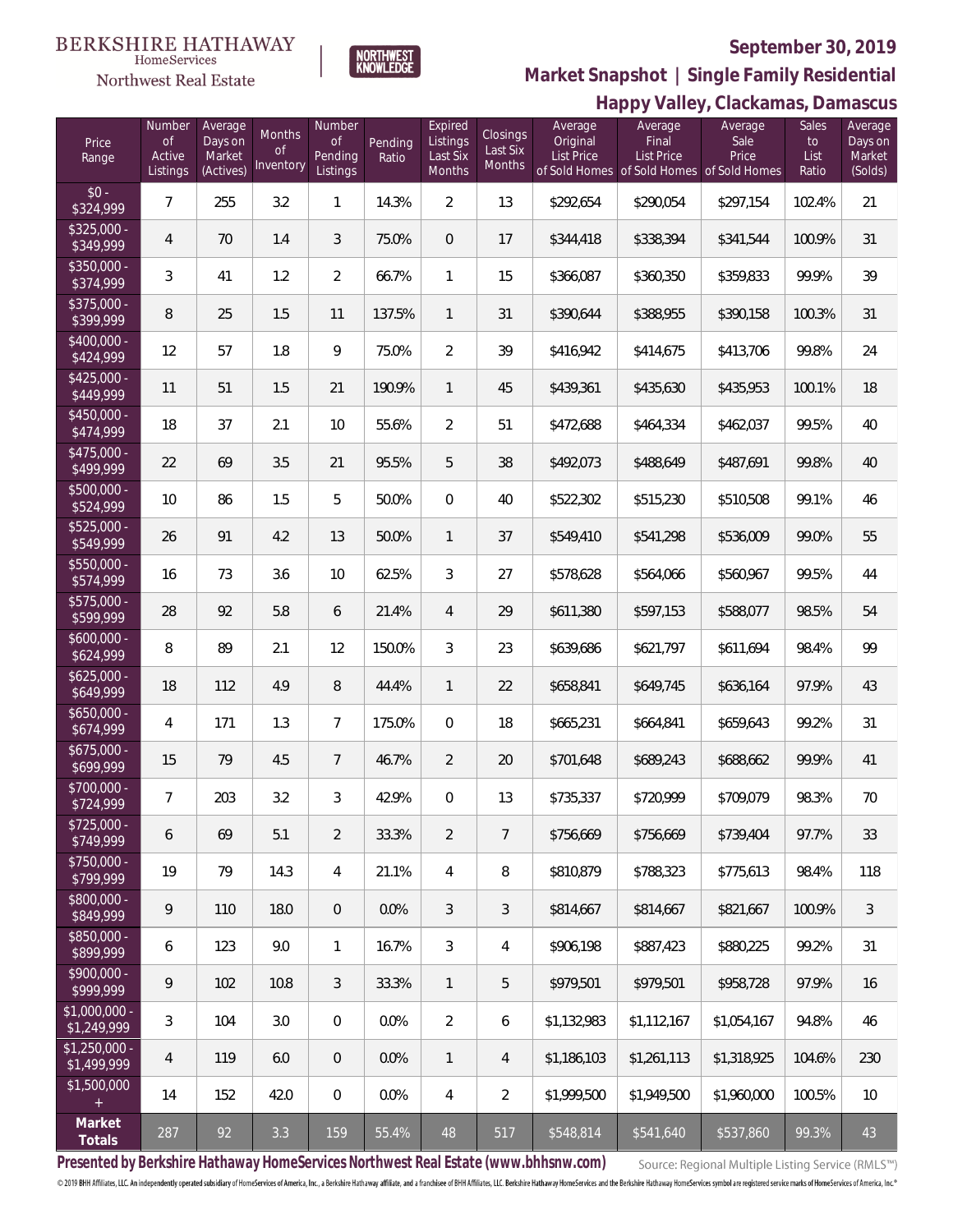BERKSHIRE HATHAWAY HomeServices Northwest Real Estate

NORTHWEST KNOWLEDGE

**September 30, 2019**

**Market Snapshot | Single Family Residential**

**Happy Valley, Clackamas, Damascus**

| Price Range | Number of Active Listings | Average Days on Market (Actives) | Months of Inventory | Number of Pending Listings | Pending Ratio | Expired Listings Last Six Months | Closings Last Six Months | Average Original List Price of Sold Homes | Average Final List Price of Sold Homes | Average Sale Price of Sold Homes | Sales to List Ratio | Average Days on Market (Solds) |
|---|---|---|---|---|---|---|---|---|---|---|---|---|
| $0 - $324,999 | 7 | 255 | 3.2 | 1 | 14.3% | 2 | 13 | $292,654 | $290,054 | $297,154 | 102.4% | 21 |
| $325,000 - $349,999 | 4 | 70 | 1.4 | 3 | 75.0% | 0 | 17 | $344,418 | $338,394 | $341,544 | 100.9% | 31 |
| $350,000 - $374,999 | 3 | 41 | 1.2 | 2 | 66.7% | 1 | 15 | $366,087 | $360,350 | $359,833 | 99.9% | 39 |
| $375,000 - $399,999 | 8 | 25 | 1.5 | 11 | 137.5% | 1 | 31 | $390,644 | $388,955 | $390,158 | 100.3% | 31 |
| $400,000 - $424,999 | 12 | 57 | 1.8 | 9 | 75.0% | 2 | 39 | $416,942 | $414,675 | $413,706 | 99.8% | 24 |
| $425,000 - $449,999 | 11 | 51 | 1.5 | 21 | 190.9% | 1 | 45 | $439,361 | $435,630 | $435,953 | 100.1% | 18 |
| $450,000 - $474,999 | 18 | 37 | 2.1 | 10 | 55.6% | 2 | 51 | $472,688 | $464,334 | $462,037 | 99.5% | 40 |
| $475,000 - $499,999 | 22 | 69 | 3.5 | 21 | 95.5% | 5 | 38 | $492,073 | $488,649 | $487,691 | 99.8% | 40 |
| $500,000 - $524,999 | 10 | 86 | 1.5 | 5 | 50.0% | 0 | 40 | $522,302 | $515,230 | $510,508 | 99.1% | 46 |
| $525,000 - $549,999 | 26 | 91 | 4.2 | 13 | 50.0% | 1 | 37 | $549,410 | $541,298 | $536,009 | 99.0% | 55 |
| $550,000 - $574,999 | 16 | 73 | 3.6 | 10 | 62.5% | 3 | 27 | $578,628 | $564,066 | $560,967 | 99.5% | 44 |
| $575,000 - $599,999 | 28 | 92 | 5.8 | 6 | 21.4% | 4 | 29 | $611,380 | $597,153 | $588,077 | 98.5% | 54 |
| $600,000 - $624,999 | 8 | 89 | 2.1 | 12 | 150.0% | 3 | 23 | $639,686 | $621,797 | $611,694 | 98.4% | 99 |
| $625,000 - $649,999 | 18 | 112 | 4.9 | 8 | 44.4% | 1 | 22 | $658,841 | $649,745 | $636,164 | 97.9% | 43 |
| $650,000 - $674,999 | 4 | 171 | 1.3 | 7 | 175.0% | 0 | 18 | $665,231 | $664,841 | $659,643 | 99.2% | 31 |
| $675,000 - $699,999 | 15 | 79 | 4.5 | 7 | 46.7% | 2 | 20 | $701,648 | $689,243 | $688,662 | 99.9% | 41 |
| $700,000 - $724,999 | 7 | 203 | 3.2 | 3 | 42.9% | 0 | 13 | $735,337 | $720,999 | $709,079 | 98.3% | 70 |
| $725,000 - $749,999 | 6 | 69 | 5.1 | 2 | 33.3% | 2 | 7 | $756,669 | $756,669 | $739,404 | 97.7% | 33 |
| $750,000 - $799,999 | 19 | 79 | 14.3 | 4 | 21.1% | 4 | 8 | $810,879 | $788,323 | $775,613 | 98.4% | 118 |
| $800,000 - $849,999 | 9 | 110 | 18.0 | 0 | 0.0% | 3 | 3 | $814,667 | $814,667 | $821,667 | 100.9% | 3 |
| $850,000 - $899,999 | 6 | 123 | 9.0 | 1 | 16.7% | 3 | 4 | $906,198 | $887,423 | $880,225 | 99.2% | 31 |
| $900,000 - $999,999 | 9 | 102 | 10.8 | 3 | 33.3% | 1 | 5 | $979,501 | $979,501 | $958,728 | 97.9% | 16 |
| $1,000,000 - $1,249,999 | 3 | 104 | 3.0 | 0 | 0.0% | 2 | 6 | $1,132,983 | $1,112,167 | $1,054,167 | 94.8% | 46 |
| $1,250,000 - $1,499,999 | 4 | 119 | 6.0 | 0 | 0.0% | 1 | 4 | $1,186,103 | $1,261,113 | $1,318,925 | 104.6% | 230 |
| $1,500,000 + | 14 | 152 | 42.0 | 0 | 0.0% | 4 | 2 | $1,999,500 | $1,949,500 | $1,960,000 | 100.5% | 10 |
| **Market Totals** | 287 | 92 | 3.3 | 159 | 55.4% | 48 | 517 | $548,814 | $541,640 | $537,860 | 99.3% | 43 |

**Presented by Berkshire Hathaway HomeServices Northwest Real Estate (www.bhhsnw.com)**

Source: Regional Multiple Listing Service (RMLS™)

© 2019 BHH Affiliates, LLC. An independently operated subsidiary of HomeServices of America, Inc., a Berkshire Hathaway affiliate, and a franchisee of BHH Affiliates, LLC. Berkshire Hathaway HomeServices and the Berkshire Hathaway HomeServices symbol are registered service marks of HomeServices of America, Inc.®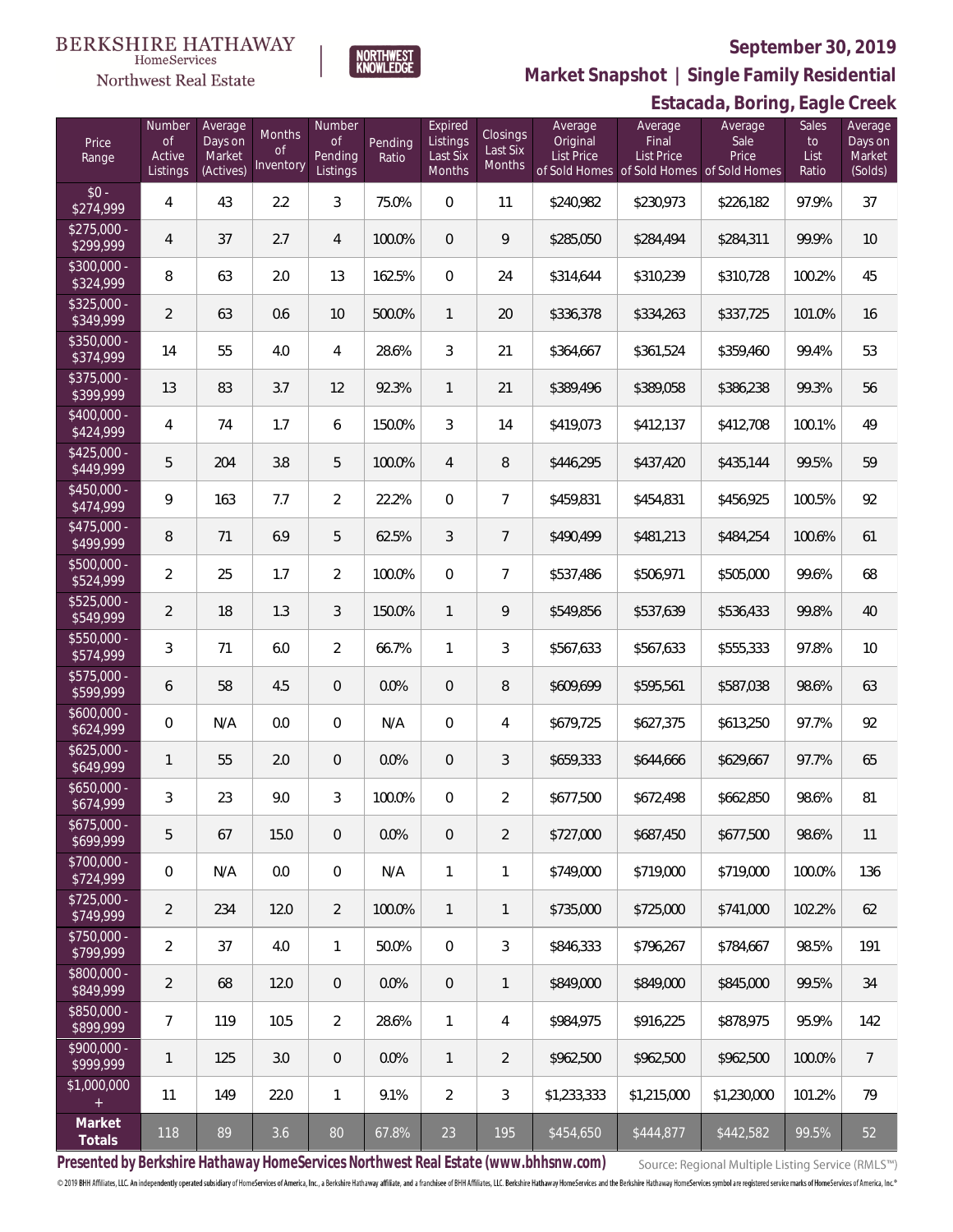BERKSHIRE HATHAWAY
HomeServices
Northwest Real Estate

NORTHWEST KNOWLEDGE

## September 30, 2019

## Market Snapshot | Single Family Residential

## Estacada, Boring, Eagle Creek

| Price Range | Number of Active Listings | Average Days on Market (Actives) | Months of Inventory | Number of Pending Listings | Pending Ratio | Expired Listings Last Six Months | Closings Last Six Months | Average Original List Price of Sold Homes | Average Final List Price of Sold Homes | Average Sale Price of Sold Homes | Sales to List Ratio | Average Days on Market (Solds) |
|---|---|---|---|---|---|---|---|---|---|---|---|---|
| $0 - $274,999 | 4 | 43 | 2.2 | 3 | 75.0% | 0 | 11 | $240,982 | $230,973 | $226,182 | 97.9% | 37 |
| $275,000 - $299,999 | 4 | 37 | 2.7 | 4 | 100.0% | 0 | 9 | $285,050 | $284,494 | $284,311 | 99.9% | 10 |
| $300,000 - $324,999 | 8 | 63 | 2.0 | 13 | 162.5% | 0 | 24 | $314,644 | $310,239 | $310,728 | 100.2% | 45 |
| $325,000 - $349,999 | 2 | 63 | 0.6 | 10 | 500.0% | 1 | 20 | $336,378 | $334,263 | $337,725 | 101.0% | 16 |
| $350,000 - $374,999 | 14 | 55 | 4.0 | 4 | 28.6% | 3 | 21 | $364,667 | $361,524 | $359,460 | 99.4% | 53 |
| $375,000 - $399,999 | 13 | 83 | 3.7 | 12 | 92.3% | 1 | 21 | $389,496 | $389,058 | $386,238 | 99.3% | 56 |
| $400,000 - $424,999 | 4 | 74 | 1.7 | 6 | 150.0% | 3 | 14 | $419,073 | $412,137 | $412,708 | 100.1% | 49 |
| $425,000 - $449,999 | 5 | 204 | 3.8 | 5 | 100.0% | 4 | 8 | $446,295 | $437,420 | $435,144 | 99.5% | 59 |
| $450,000 - $474,999 | 9 | 163 | 7.7 | 2 | 22.2% | 0 | 7 | $459,831 | $454,831 | $456,925 | 100.5% | 92 |
| $475,000 - $499,999 | 8 | 71 | 6.9 | 5 | 62.5% | 3 | 7 | $490,499 | $481,213 | $484,254 | 100.6% | 61 |
| $500,000 - $524,999 | 2 | 25 | 1.7 | 2 | 100.0% | 0 | 7 | $537,486 | $506,971 | $505,000 | 99.6% | 68 |
| $525,000 - $549,999 | 2 | 18 | 1.3 | 3 | 150.0% | 1 | 9 | $549,856 | $537,639 | $536,433 | 99.8% | 40 |
| $550,000 - $574,999 | 3 | 71 | 6.0 | 2 | 66.7% | 1 | 3 | $567,633 | $567,633 | $555,333 | 97.8% | 10 |
| $575,000 - $599,999 | 6 | 58 | 4.5 | 0 | 0.0% | 0 | 8 | $609,699 | $595,561 | $587,038 | 98.6% | 63 |
| $600,000 - $624,999 | 0 | N/A | 0.0 | 0 | N/A | 0 | 4 | $679,725 | $627,375 | $613,250 | 97.7% | 92 |
| $625,000 - $649,999 | 1 | 55 | 2.0 | 0 | 0.0% | 0 | 3 | $659,333 | $644,666 | $629,667 | 97.7% | 65 |
| $650,000 - $674,999 | 3 | 23 | 9.0 | 3 | 100.0% | 0 | 2 | $677,500 | $672,498 | $662,850 | 98.6% | 81 |
| $675,000 - $699,999 | 5 | 67 | 15.0 | 0 | 0.0% | 0 | 2 | $727,000 | $687,450 | $677,500 | 98.6% | 11 |
| $700,000 - $724,999 | 0 | N/A | 0.0 | 0 | N/A | 1 | 1 | $749,000 | $719,000 | $719,000 | 100.0% | 136 |
| $725,000 - $749,999 | 2 | 234 | 12.0 | 2 | 100.0% | 1 | 1 | $735,000 | $725,000 | $741,000 | 102.2% | 62 |
| $750,000 - $799,999 | 2 | 37 | 4.0 | 1 | 50.0% | 0 | 3 | $846,333 | $796,267 | $784,667 | 98.5% | 191 |
| $800,000 - $849,999 | 2 | 68 | 12.0 | 0 | 0.0% | 0 | 1 | $849,000 | $849,000 | $845,000 | 99.5% | 34 |
| $850,000 - $899,999 | 7 | 119 | 10.5 | 2 | 28.6% | 1 | 4 | $984,975 | $916,225 | $878,975 | 95.9% | 142 |
| $900,000 - $999,999 | 1 | 125 | 3.0 | 0 | 0.0% | 1 | 2 | $962,500 | $962,500 | $962,500 | 100.0% | 7 |
| $1,000,000 + | 11 | 149 | 22.0 | 1 | 9.1% | 2 | 3 | $1,233,333 | $1,215,000 | $1,230,000 | 101.2% | 79 |
| **Market Totals** | 118 | 89 | 3.6 | 80 | 67.8% | 23 | 195 | $454,650 | $444,877 | $442,582 | 99.5% | 52 |

**Presented by Berkshire Hathaway HomeServices Northwest Real Estate (www.bhhsnw.com)**

Source: Regional Multiple Listing Service (RMLS™)

© 2019 BHH Affiliates, LLC. An independently operated subsidiary of HomeServices of America, Inc., a Berkshire Hathaway affiliate, and a franchisee of BHH Affiliates, LLC. Berkshire Hathaway HomeServices and the Berkshire Hathaway HomeServices symbol are registered service marks of HomeServices of America, Inc.®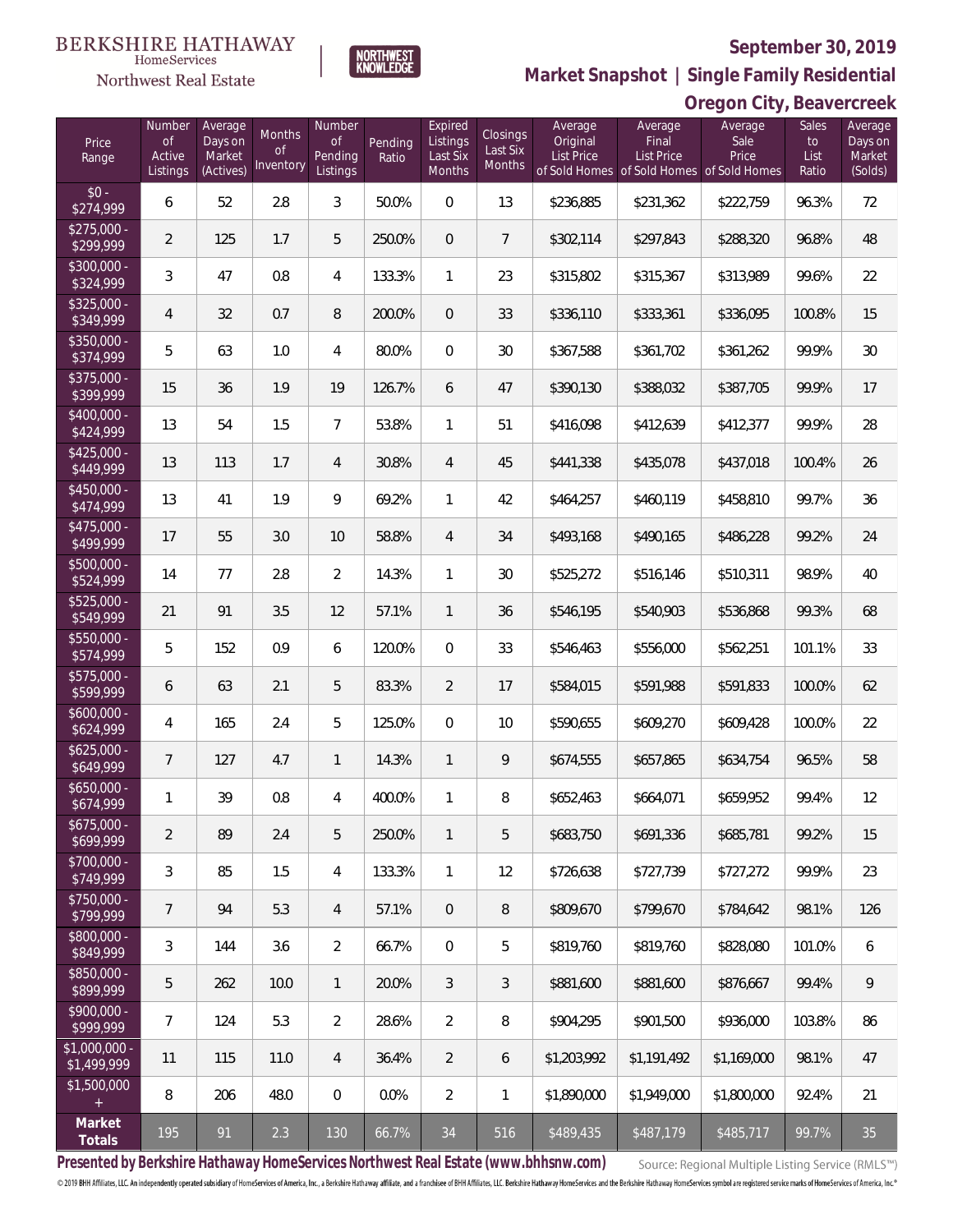BERKSHIRE HATHAWAY HomeServices Northwest Real Estate

NORTHWEST KNOWLEDGE

## September 30, 2019

## Market Snapshot | Single Family Residential

## Oregon City, Beavercreek

| Price Range | Number of Active Listings | Average Days on Market (Actives) | Months of Inventory | Number of Pending Listings | Pending Ratio | Expired Listings Last Six Months | Closings Last Six Months | Average Original List Price of Sold Homes | Average Final List Price of Sold Homes | Average Sale Price of Sold Homes | Sales to List Ratio | Average Days on Market (Solds) |
|---|---|---|---|---|---|---|---|---|---|---|---|---|
| $0 - $274,999 | 6 | 52 | 2.8 | 3 | 50.0% | 0 | 13 | $236,885 | $231,362 | $222,759 | 96.3% | 72 |
| $275,000 - $299,999 | 2 | 125 | 1.7 | 5 | 250.0% | 0 | 7 | $302,114 | $297,843 | $288,320 | 96.8% | 48 |
| $300,000 - $324,999 | 3 | 47 | 0.8 | 4 | 133.3% | 1 | 23 | $315,802 | $315,367 | $313,989 | 99.6% | 22 |
| $325,000 - $349,999 | 4 | 32 | 0.7 | 8 | 200.0% | 0 | 33 | $336,110 | $333,361 | $336,095 | 100.8% | 15 |
| $350,000 - $374,999 | 5 | 63 | 1.0 | 4 | 80.0% | 0 | 30 | $367,588 | $361,702 | $361,262 | 99.9% | 30 |
| $375,000 - $399,999 | 15 | 36 | 1.9 | 19 | 126.7% | 6 | 47 | $390,130 | $388,032 | $387,705 | 99.9% | 17 |
| $400,000 - $424,999 | 13 | 54 | 1.5 | 7 | 53.8% | 1 | 51 | $416,098 | $412,639 | $412,377 | 99.9% | 28 |
| $425,000 - $449,999 | 13 | 113 | 1.7 | 4 | 30.8% | 4 | 45 | $441,338 | $435,078 | $437,018 | 100.4% | 26 |
| $450,000 - $474,999 | 13 | 41 | 1.9 | 9 | 69.2% | 1 | 42 | $464,257 | $460,119 | $458,810 | 99.7% | 36 |
| $475,000 - $499,999 | 17 | 55 | 3.0 | 10 | 58.8% | 4 | 34 | $493,168 | $490,165 | $486,228 | 99.2% | 24 |
| $500,000 - $524,999 | 14 | 77 | 2.8 | 2 | 14.3% | 1 | 30 | $525,272 | $516,146 | $510,311 | 98.9% | 40 |
| $525,000 - $549,999 | 21 | 91 | 3.5 | 12 | 57.1% | 1 | 36 | $546,195 | $540,903 | $536,868 | 99.3% | 68 |
| $550,000 - $574,999 | 5 | 152 | 0.9 | 6 | 120.0% | 0 | 33 | $546,463 | $556,000 | $562,251 | 101.1% | 33 |
| $575,000 - $599,999 | 6 | 63 | 2.1 | 5 | 83.3% | 2 | 17 | $584,015 | $591,988 | $591,833 | 100.0% | 62 |
| $600,000 - $624,999 | 4 | 165 | 2.4 | 5 | 125.0% | 0 | 10 | $590,655 | $609,270 | $609,428 | 100.0% | 22 |
| $625,000 - $649,999 | 7 | 127 | 4.7 | 1 | 14.3% | 1 | 9 | $674,555 | $657,865 | $634,754 | 96.5% | 58 |
| $650,000 - $674,999 | 1 | 39 | 0.8 | 4 | 400.0% | 1 | 8 | $652,463 | $664,071 | $659,952 | 99.4% | 12 |
| $675,000 - $699,999 | 2 | 89 | 2.4 | 5 | 250.0% | 1 | 5 | $683,750 | $691,336 | $685,781 | 99.2% | 15 |
| $700,000 - $749,999 | 3 | 85 | 1.5 | 4 | 133.3% | 1 | 12 | $726,638 | $727,739 | $727,272 | 99.9% | 23 |
| $750,000 - $799,999 | 7 | 94 | 5.3 | 4 | 57.1% | 0 | 8 | $809,670 | $799,670 | $784,642 | 98.1% | 126 |
| $800,000 - $849,999 | 3 | 144 | 3.6 | 2 | 66.7% | 0 | 5 | $819,760 | $819,760 | $828,080 | 101.0% | 6 |
| $850,000 - $899,999 | 5 | 262 | 10.0 | 1 | 20.0% | 3 | 3 | $881,600 | $881,600 | $876,667 | 99.4% | 9 |
| $900,000 - $999,999 | 7 | 124 | 5.3 | 2 | 28.6% | 2 | 8 | $904,295 | $901,500 | $936,000 | 103.8% | 86 |
| $1,000,000 - $1,499,999 | 11 | 115 | 11.0 | 4 | 36.4% | 2 | 6 | $1,203,992 | $1,191,492 | $1,169,000 | 98.1% | 47 |
| $1,500,000 + | 8 | 206 | 48.0 | 0 | 0.0% | 2 | 1 | $1,890,000 | $1,949,000 | $1,800,000 | 92.4% | 21 |
| **Market Totals** | 195 | 91 | 2.3 | 130 | 66.7% | 34 | 516 | $489,435 | $487,179 | $485,717 | 99.7% | 35 |

**Presented by Berkshire Hathaway HomeServices Northwest Real Estate (www.bhhsnw.com)**

Source: Regional Multiple Listing Service (RMLS™)

© 2019 BHH Affiliates, LLC. An independently operated subsidiary of HomeServices of America, Inc., a Berkshire Hathaway affiliate, and a franchisee of BHH Affiliates, LLC. Berkshire Hathaway HomeServices and the Berkshire Hathaway HomeServices symbol are registered service marks of HomeServices of America, Inc.®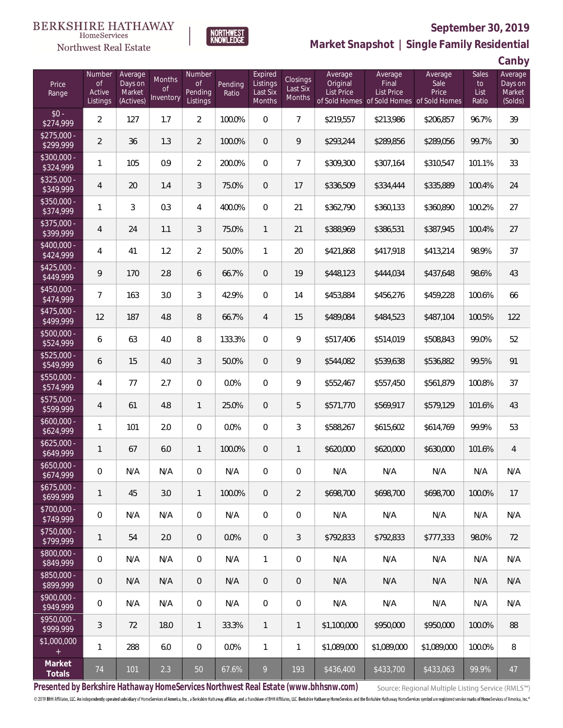BERKSHIRE HATHAWAY HomeServices Northwest Real Estate

NORTHWEST KNOWLEDGE

# September 30, 2019

## Market Snapshot | Single Family Residential

## Canby

| Price Range | Number of Active Listings | Average Days on Market (Actives) | Months of Inventory | Number of Pending Listings | Pending Ratio | Expired Listings Last Six Months | Closings Last Six Months | Average Original List Price of Sold Homes | Average Final List Price of Sold Homes | Average Sale Price of Sold Homes | Sales to List Ratio | Average Days on Market (Solds) |
|---|---|---|---|---|---|---|---|---|---|---|---|---|
| $0 - $274,999 | 2 | 127 | 1.7 | 2 | 100.0% | 0 | 7 | $219,557 | $213,986 | $206,857 | 96.7% | 39 |
| $275,000 - $299,999 | 2 | 36 | 1.3 | 2 | 100.0% | 0 | 9 | $293,244 | $289,856 | $289,056 | 99.7% | 30 |
| $300,000 - $324,999 | 1 | 105 | 0.9 | 2 | 200.0% | 0 | 7 | $309,300 | $307,164 | $310,547 | 101.1% | 33 |
| $325,000 - $349,999 | 4 | 20 | 1.4 | 3 | 75.0% | 0 | 17 | $336,509 | $334,444 | $335,889 | 100.4% | 24 |
| $350,000 - $374,999 | 1 | 3 | 0.3 | 4 | 400.0% | 0 | 21 | $362,790 | $360,133 | $360,890 | 100.2% | 27 |
| $375,000 - $399,999 | 4 | 24 | 1.1 | 3 | 75.0% | 1 | 21 | $388,969 | $386,531 | $387,945 | 100.4% | 27 |
| $400,000 - $424,999 | 4 | 41 | 1.2 | 2 | 50.0% | 1 | 20 | $421,868 | $417,918 | $413,214 | 98.9% | 37 |
| $425,000 - $449,999 | 9 | 170 | 2.8 | 6 | 66.7% | 0 | 19 | $448,123 | $444,034 | $437,648 | 98.6% | 43 |
| $450,000 - $474,999 | 7 | 163 | 3.0 | 3 | 42.9% | 0 | 14 | $453,884 | $456,276 | $459,228 | 100.6% | 66 |
| $475,000 - $499,999 | 12 | 187 | 4.8 | 8 | 66.7% | 4 | 15 | $489,084 | $484,523 | $487,104 | 100.5% | 122 |
| $500,000 - $524,999 | 6 | 63 | 4.0 | 8 | 133.3% | 0 | 9 | $517,406 | $514,019 | $508,843 | 99.0% | 52 |
| $525,000 - $549,999 | 6 | 15 | 4.0 | 3 | 50.0% | 0 | 9 | $544,082 | $539,638 | $536,882 | 99.5% | 91 |
| $550,000 - $574,999 | 4 | 77 | 2.7 | 0 | 0.0% | 0 | 9 | $552,467 | $557,450 | $561,879 | 100.8% | 37 |
| $575,000 - $599,999 | 4 | 61 | 4.8 | 1 | 25.0% | 0 | 5 | $571,770 | $569,917 | $579,129 | 101.6% | 43 |
| $600,000 - $624,999 | 1 | 101 | 2.0 | 0 | 0.0% | 0 | 3 | $588,267 | $615,602 | $614,769 | 99.9% | 53 |
| $625,000 - $649,999 | 1 | 67 | 6.0 | 1 | 100.0% | 0 | 1 | $620,000 | $620,000 | $630,000 | 101.6% | 4 |
| $650,000 - $674,999 | 0 | N/A | N/A | 0 | N/A | 0 | 0 | N/A | N/A | N/A | N/A | N/A |
| $675,000 - $699,999 | 1 | 45 | 3.0 | 1 | 100.0% | 0 | 2 | $698,700 | $698,700 | $698,700 | 100.0% | 17 |
| $700,000 - $749,999 | 0 | N/A | N/A | 0 | N/A | 0 | 0 | N/A | N/A | N/A | N/A | N/A |
| $750,000 - $799,999 | 1 | 54 | 2.0 | 0 | 0.0% | 0 | 3 | $792,833 | $792,833 | $777,333 | 98.0% | 72 |
| $800,000 - $849,999 | 0 | N/A | N/A | 0 | N/A | 1 | 0 | N/A | N/A | N/A | N/A | N/A |
| $850,000 - $899,999 | 0 | N/A | N/A | 0 | N/A | 0 | 0 | N/A | N/A | N/A | N/A | N/A |
| $900,000 - $949,999 | 0 | N/A | N/A | 0 | N/A | 0 | 0 | N/A | N/A | N/A | N/A | N/A |
| $950,000 - $999,999 | 3 | 72 | 18.0 | 1 | 33.3% | 1 | 1 | $1,100,000 | $950,000 | $950,000 | 100.0% | 88 |
| $1,000,000 + | 1 | 288 | 6.0 | 0 | 0.0% | 1 | 1 | $1,089,000 | $1,089,000 | $1,089,000 | 100.0% | 8 |
| **Market Totals** | 74 | 101 | 2.3 | 50 | 67.6% | 9 | 193 | $436,400 | $433,700 | $433,063 | 99.9% | 47 |

**Presented by Berkshire Hathaway HomeServices Northwest Real Estate (www.bhhsnw.com)**

Source: Regional Multiple Listing Service (RMLS™)

© 2019 BHH Affiliates, LLC. An independently operated subsidiary of HomeServices of America, Inc., a Berkshire Hathaway affiliate, and a franchisee of BHH Affiliates, LLC. Berkshire Hathaway HomeServices and the Berkshire Hathaway HomeServices symbol are registered service marks of HomeServices of America, Inc.®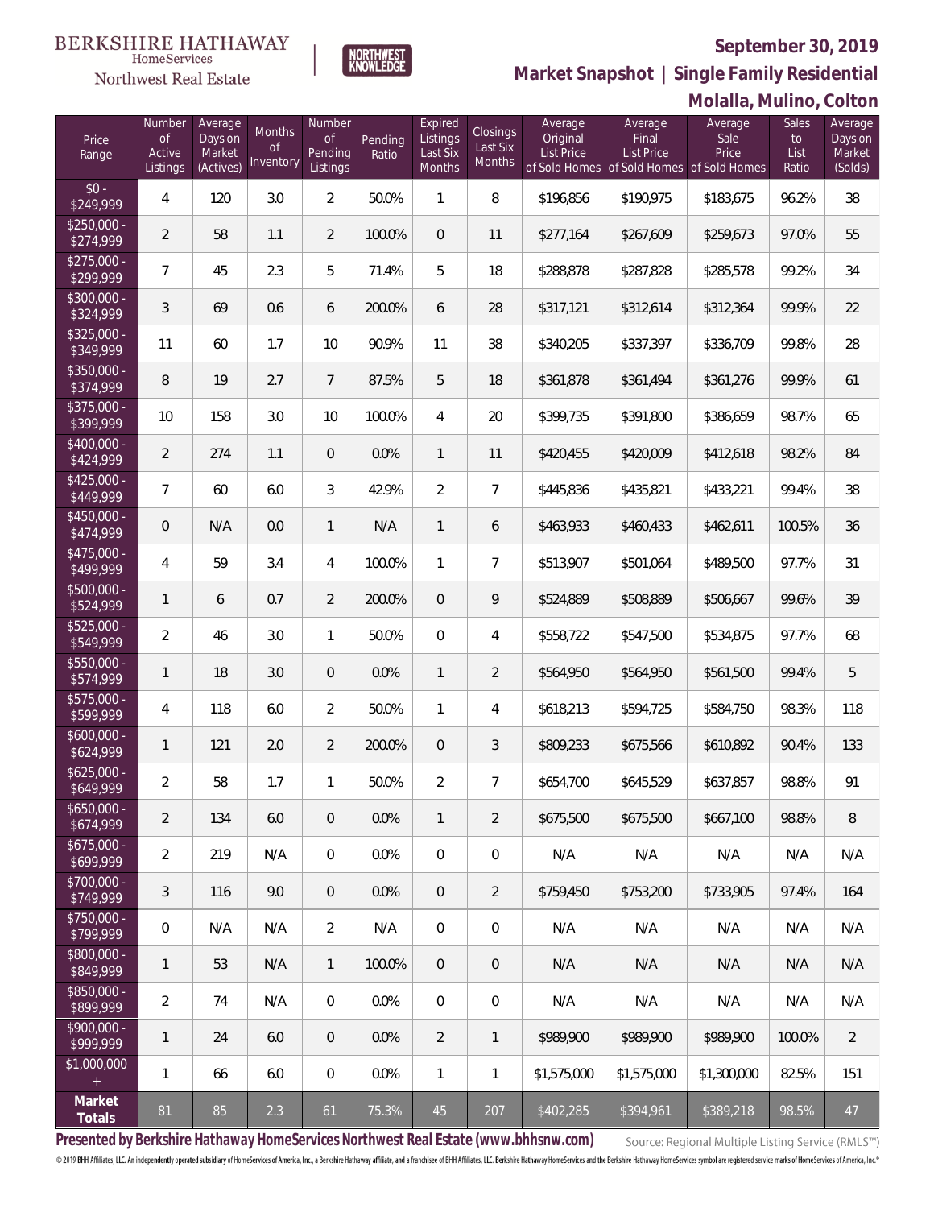BERKSHIRE HATHAWAY HomeServices Northwest Real Estate

NORTHWEST KNOWLEDGE

## September 30, 2019

## Market Snapshot | Single Family Residential

## Molalla, Mulino, Colton

| Price Range | Number of Active Listings | Average Days on Market (Actives) | Months of Inventory | Number of Pending Listings | Pending Ratio | Expired Listings Last Six Months | Closings Last Six Months | Average Original List Price of Sold Homes | Average Final List Price of Sold Homes | Average Sale Price of Sold Homes | Sales to List Ratio | Average Days on Market (Solds) |
|---|---|---|---|---|---|---|---|---|---|---|---|---|
| $0 - $249,999 | 4 | 120 | 3.0 | 2 | 50.0% | 1 | 8 | $196,856 | $190,975 | $183,675 | 96.2% | 38 |
| $250,000 - $274,999 | 2 | 58 | 1.1 | 2 | 100.0% | 0 | 11 | $277,164 | $267,609 | $259,673 | 97.0% | 55 |
| $275,000 - $299,999 | 7 | 45 | 2.3 | 5 | 71.4% | 5 | 18 | $288,878 | $287,828 | $285,578 | 99.2% | 34 |
| $300,000 - $324,999 | 3 | 69 | 0.6 | 6 | 200.0% | 6 | 28 | $317,121 | $312,614 | $312,364 | 99.9% | 22 |
| $325,000 - $349,999 | 11 | 60 | 1.7 | 10 | 90.9% | 11 | 38 | $340,205 | $337,397 | $336,709 | 99.8% | 28 |
| $350,000 - $374,999 | 8 | 19 | 2.7 | 7 | 87.5% | 5 | 18 | $361,878 | $361,494 | $361,276 | 99.9% | 61 |
| $375,000 - $399,999 | 10 | 158 | 3.0 | 10 | 100.0% | 4 | 20 | $399,735 | $391,800 | $386,659 | 98.7% | 65 |
| $400,000 - $424,999 | 2 | 274 | 1.1 | 0 | 0.0% | 1 | 11 | $420,455 | $420,009 | $412,618 | 98.2% | 84 |
| $425,000 - $449,999 | 7 | 60 | 6.0 | 3 | 42.9% | 2 | 7 | $445,836 | $435,821 | $433,221 | 99.4% | 38 |
| $450,000 - $474,999 | 0 | N/A | 0.0 | 1 | N/A | 1 | 6 | $463,933 | $460,433 | $462,611 | 100.5% | 36 |
| $475,000 - $499,999 | 4 | 59 | 3.4 | 4 | 100.0% | 1 | 7 | $513,907 | $501,064 | $489,500 | 97.7% | 31 |
| $500,000 - $524,999 | 1 | 6 | 0.7 | 2 | 200.0% | 0 | 9 | $524,889 | $508,889 | $506,667 | 99.6% | 39 |
| $525,000 - $549,999 | 2 | 46 | 3.0 | 1 | 50.0% | 0 | 4 | $558,722 | $547,500 | $534,875 | 97.7% | 68 |
| $550,000 - $574,999 | 1 | 18 | 3.0 | 0 | 0.0% | 1 | 2 | $564,950 | $564,950 | $561,500 | 99.4% | 5 |
| $575,000 - $599,999 | 4 | 118 | 6.0 | 2 | 50.0% | 1 | 4 | $618,213 | $594,725 | $584,750 | 98.3% | 118 |
| $600,000 - $624,999 | 1 | 121 | 2.0 | 2 | 200.0% | 0 | 3 | $809,233 | $675,566 | $610,892 | 90.4% | 133 |
| $625,000 - $649,999 | 2 | 58 | 1.7 | 1 | 50.0% | 2 | 7 | $654,700 | $645,529 | $637,857 | 98.8% | 91 |
| $650,000 - $674,999 | 2 | 134 | 6.0 | 0 | 0.0% | 1 | 2 | $675,500 | $675,500 | $667,100 | 98.8% | 8 |
| $675,000 - $699,999 | 2 | 219 | N/A | 0 | 0.0% | 0 | 0 | N/A | N/A | N/A | N/A | N/A |
| $700,000 - $749,999 | 3 | 116 | 9.0 | 0 | 0.0% | 0 | 2 | $759,450 | $753,200 | $733,905 | 97.4% | 164 |
| $750,000 - $799,999 | 0 | N/A | N/A | 2 | N/A | 0 | 0 | N/A | N/A | N/A | N/A | N/A |
| $800,000 - $849,999 | 1 | 53 | N/A | 1 | 100.0% | 0 | 0 | N/A | N/A | N/A | N/A | N/A |
| $850,000 - $899,999 | 2 | 74 | N/A | 0 | 0.0% | 0 | 0 | N/A | N/A | N/A | N/A | N/A |
| $900,000 - $999,999 | 1 | 24 | 6.0 | 0 | 0.0% | 2 | 1 | $989,900 | $989,900 | $989,900 | 100.0% | 2 |
| $1,000,000 + | 1 | 66 | 6.0 | 0 | 0.0% | 1 | 1 | $1,575,000 | $1,575,000 | $1,300,000 | 82.5% | 151 |
| **Market Totals** | 81 | 85 | 2.3 | 61 | 75.3% | 45 | 207 | $402,285 | $394,961 | $389,218 | 98.5% | 47 |

**Presented by Berkshire Hathaway HomeServices Northwest Real Estate (www.bhhsnw.com)**

Source: Regional Multiple Listing Service (RMLS™)

© 2019 BHH Affiliates, LLC. An independently operated subsidiary of HomeServices of America, Inc., a Berkshire Hathaway affiliate, and a franchisee of BHH Affiliates, LLC. Berkshire Hathaway HomeServices and the Berkshire Hathaway HomeServices symbol are registered service marks of HomeServices of America, Inc.®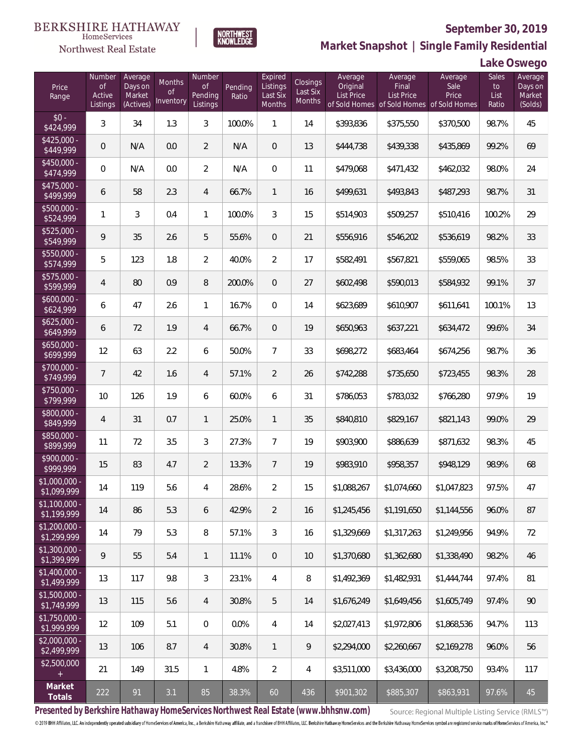BERKSHIRE HATHAWAY HomeServices Northwest Real Estate

NORTHWEST KNOWLEDGE

## September 30, 2019

## Market Snapshot | Single Family Residential

## Lake Oswego

| Price Range | Number of Active Listings | Average Days on Market (Actives) | Months of Inventory | Number of Pending Listings | Pending Ratio | Expired Listings Last Six Months | Closings Last Six Months | Average Original List Price of Sold Homes | Average Final List Price of Sold Homes | Average Sale Price of Sold Homes | Sales to List Ratio | Average Days on Market (Solds) |
|---|---|---|---|---|---|---|---|---|---|---|---|---|
| $0 - $424,999 | 3 | 34 | 1.3 | 3 | 100.0% | 1 | 14 | $393,836 | $375,550 | $370,500 | 98.7% | 45 |
| $425,000 - $449,999 | 0 | N/A | 0.0 | 2 | N/A | 0 | 13 | $444,738 | $439,338 | $435,869 | 99.2% | 69 |
| $450,000 - $474,999 | 0 | N/A | 0.0 | 2 | N/A | 0 | 11 | $479,068 | $471,432 | $462,032 | 98.0% | 24 |
| $475,000 - $499,999 | 6 | 58 | 2.3 | 4 | 66.7% | 1 | 16 | $499,631 | $493,843 | $487,293 | 98.7% | 31 |
| $500,000 - $524,999 | 1 | 3 | 0.4 | 1 | 100.0% | 3 | 15 | $514,903 | $509,257 | $510,416 | 100.2% | 29 |
| $525,000 - $549,999 | 9 | 35 | 2.6 | 5 | 55.6% | 0 | 21 | $556,916 | $546,202 | $536,619 | 98.2% | 33 |
| $550,000 - $574,999 | 5 | 123 | 1.8 | 2 | 40.0% | 2 | 17 | $582,491 | $567,821 | $559,065 | 98.5% | 33 |
| $575,000 - $599,999 | 4 | 80 | 0.9 | 8 | 200.0% | 0 | 27 | $602,498 | $590,013 | $584,932 | 99.1% | 37 |
| $600,000 - $624,999 | 6 | 47 | 2.6 | 1 | 16.7% | 0 | 14 | $623,689 | $610,907 | $611,641 | 100.1% | 13 |
| $625,000 - $649,999 | 6 | 72 | 1.9 | 4 | 66.7% | 0 | 19 | $650,963 | $637,221 | $634,472 | 99.6% | 34 |
| $650,000 - $699,999 | 12 | 63 | 2.2 | 6 | 50.0% | 7 | 33 | $698,272 | $683,464 | $674,256 | 98.7% | 36 |
| $700,000 - $749,999 | 7 | 42 | 1.6 | 4 | 57.1% | 2 | 26 | $742,288 | $735,650 | $723,455 | 98.3% | 28 |
| $750,000 - $799,999 | 10 | 126 | 1.9 | 6 | 60.0% | 6 | 31 | $786,053 | $783,032 | $766,280 | 97.9% | 19 |
| $800,000 - $849,999 | 4 | 31 | 0.7 | 1 | 25.0% | 1 | 35 | $840,810 | $829,167 | $821,143 | 99.0% | 29 |
| $850,000 - $899,999 | 11 | 72 | 3.5 | 3 | 27.3% | 7 | 19 | $903,900 | $886,639 | $871,632 | 98.3% | 45 |
| $900,000 - $999,999 | 15 | 83 | 4.7 | 2 | 13.3% | 7 | 19 | $983,910 | $958,357 | $948,129 | 98.9% | 68 |
| $1,000,000 - $1,099,999 | 14 | 119 | 5.6 | 4 | 28.6% | 2 | 15 | $1,088,267 | $1,074,660 | $1,047,823 | 97.5% | 47 |
| $1,100,000 - $1,199,999 | 14 | 86 | 5.3 | 6 | 42.9% | 2 | 16 | $1,245,456 | $1,191,650 | $1,144,556 | 96.0% | 87 |
| $1,200,000 - $1,299,999 | 14 | 79 | 5.3 | 8 | 57.1% | 3 | 16 | $1,329,669 | $1,317,263 | $1,249,956 | 94.9% | 72 |
| $1,300,000 - $1,399,999 | 9 | 55 | 5.4 | 1 | 11.1% | 0 | 10 | $1,370,680 | $1,362,680 | $1,338,490 | 98.2% | 46 |
| $1,400,000 - $1,499,999 | 13 | 117 | 9.8 | 3 | 23.1% | 4 | 8 | $1,492,369 | $1,482,931 | $1,444,744 | 97.4% | 81 |
| $1,500,000 - $1,749,999 | 13 | 115 | 5.6 | 4 | 30.8% | 5 | 14 | $1,676,249 | $1,649,456 | $1,605,749 | 97.4% | 90 |
| $1,750,000 - $1,999,999 | 12 | 109 | 5.1 | 0 | 0.0% | 4 | 14 | $2,027,413 | $1,972,806 | $1,868,536 | 94.7% | 113 |
| $2,000,000 - $2,499,999 | 13 | 106 | 8.7 | 4 | 30.8% | 1 | 9 | $2,294,000 | $2,260,667 | $2,169,278 | 96.0% | 56 |
| $2,500,000 + | 21 | 149 | 31.5 | 1 | 4.8% | 2 | 4 | $3,511,000 | $3,436,000 | $3,208,750 | 93.4% | 117 |
| **Market Totals** | 222 | 91 | 3.1 | 85 | 38.3% | 60 | 436 | $901,302 | $885,307 | $863,931 | 97.6% | 45 |

**Presented by Berkshire Hathaway HomeServices Northwest Real Estate (www.bhhsnw.com)** Source: Regional Multiple Listing Service (RMLS™)

© 2019 BHH Affiliates, LLC. An independently operated subsidiary of HomeServices of America, Inc., a Berkshire Hathaway affiliate, and a franchisee of BHH Affiliates, LLC. Berkshire Hathaway HomeServices and the Berkshire Hathaway HomeServices symbol are registered service marks of HomeServices of America, Inc.®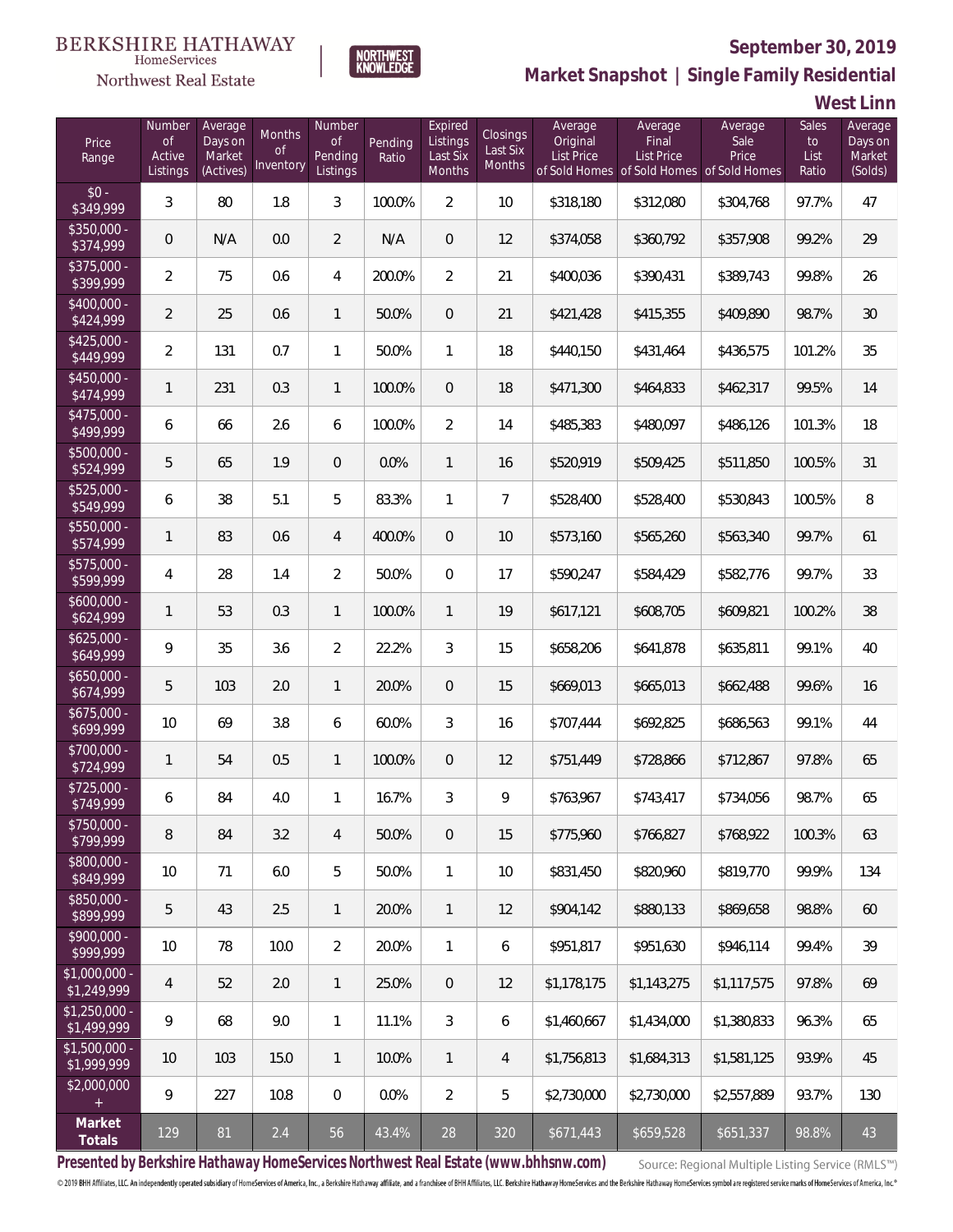BERKSHIRE HATHAWAY HomeServices Northwest Real Estate

NORTHWEST KNOWLEDGE

**September 30, 2019**

**Market Snapshot | Single Family Residential**

**West Linn**

| Price Range | Number of Active Listings | Average Days on Market (Actives) | Months of Inventory | Number of Pending Listings | Pending Ratio | Expired Listings Last Six Months | Closings Last Six Months | Average Original List Price of Sold Homes | Average Final List Price of Sold Homes | Average Sale Price of Sold Homes | Sales to List Ratio | Average Days on Market (Solds) |
|---|---|---|---|---|---|---|---|---|---|---|---|---|
| $0 - $349,999 | 3 | 80 | 1.8 | 3 | 100.0% | 2 | 10 | $318,180 | $312,080 | $304,768 | 97.7% | 47 |
| $350,000 - $374,999 | 0 | N/A | 0.0 | 2 | N/A | 0 | 12 | $374,058 | $360,792 | $357,908 | 99.2% | 29 |
| $375,000 - $399,999 | 2 | 75 | 0.6 | 4 | 200.0% | 2 | 21 | $400,036 | $390,431 | $389,743 | 99.8% | 26 |
| $400,000 - $424,999 | 2 | 25 | 0.6 | 1 | 50.0% | 0 | 21 | $421,428 | $415,355 | $409,890 | 98.7% | 30 |
| $425,000 - $449,999 | 2 | 131 | 0.7 | 1 | 50.0% | 1 | 18 | $440,150 | $431,464 | $436,575 | 101.2% | 35 |
| $450,000 - $474,999 | 1 | 231 | 0.3 | 1 | 100.0% | 0 | 18 | $471,300 | $464,833 | $462,317 | 99.5% | 14 |
| $475,000 - $499,999 | 6 | 66 | 2.6 | 6 | 100.0% | 2 | 14 | $485,383 | $480,097 | $486,126 | 101.3% | 18 |
| $500,000 - $524,999 | 5 | 65 | 1.9 | 0 | 0.0% | 1 | 16 | $520,919 | $509,425 | $511,850 | 100.5% | 31 |
| $525,000 - $549,999 | 6 | 38 | 5.1 | 5 | 83.3% | 1 | 7 | $528,400 | $528,400 | $530,843 | 100.5% | 8 |
| $550,000 - $574,999 | 1 | 83 | 0.6 | 4 | 400.0% | 0 | 10 | $573,160 | $565,260 | $563,340 | 99.7% | 61 |
| $575,000 - $599,999 | 4 | 28 | 1.4 | 2 | 50.0% | 0 | 17 | $590,247 | $584,429 | $582,776 | 99.7% | 33 |
| $600,000 - $624,999 | 1 | 53 | 0.3 | 1 | 100.0% | 1 | 19 | $617,121 | $608,705 | $609,821 | 100.2% | 38 |
| $625,000 - $649,999 | 9 | 35 | 3.6 | 2 | 22.2% | 3 | 15 | $658,206 | $641,878 | $635,811 | 99.1% | 40 |
| $650,000 - $674,999 | 5 | 103 | 2.0 | 1 | 20.0% | 0 | 15 | $669,013 | $665,013 | $662,488 | 99.6% | 16 |
| $675,000 - $699,999 | 10 | 69 | 3.8 | 6 | 60.0% | 3 | 16 | $707,444 | $692,825 | $686,563 | 99.1% | 44 |
| $700,000 - $724,999 | 1 | 54 | 0.5 | 1 | 100.0% | 0 | 12 | $751,449 | $728,866 | $712,867 | 97.8% | 65 |
| $725,000 - $749,999 | 6 | 84 | 4.0 | 1 | 16.7% | 3 | 9 | $763,967 | $743,417 | $734,056 | 98.7% | 65 |
| $750,000 - $799,999 | 8 | 84 | 3.2 | 4 | 50.0% | 0 | 15 | $775,960 | $766,827 | $768,922 | 100.3% | 63 |
| $800,000 - $849,999 | 10 | 71 | 6.0 | 5 | 50.0% | 1 | 10 | $831,450 | $820,960 | $819,770 | 99.9% | 134 |
| $850,000 - $899,999 | 5 | 43 | 2.5 | 1 | 20.0% | 1 | 12 | $904,142 | $880,133 | $869,658 | 98.8% | 60 |
| $900,000 - $999,999 | 10 | 78 | 10.0 | 2 | 20.0% | 1 | 6 | $951,817 | $951,630 | $946,114 | 99.4% | 39 |
| $1,000,000 - $1,249,999 | 4 | 52 | 2.0 | 1 | 25.0% | 0 | 12 | $1,178,175 | $1,143,275 | $1,117,575 | 97.8% | 69 |
| $1,250,000 - $1,499,999 | 9 | 68 | 9.0 | 1 | 11.1% | 3 | 6 | $1,460,667 | $1,434,000 | $1,380,833 | 96.3% | 65 |
| $1,500,000 - $1,999,999 | 10 | 103 | 15.0 | 1 | 10.0% | 1 | 4 | $1,756,813 | $1,684,313 | $1,581,125 | 93.9% | 45 |
| $2,000,000 + | 9 | 227 | 10.8 | 0 | 0.0% | 2 | 5 | $2,730,000 | $2,730,000 | $2,557,889 | 93.7% | 130 |
| **Market Totals** | 129 | 81 | 2.4 | 56 | 43.4% | 28 | 320 | $671,443 | $659,528 | $651,337 | 98.8% | 43 |

**Presented by Berkshire Hathaway HomeServices Northwest Real Estate (www.bhhsnw.com)**

Source: Regional Multiple Listing Service (RMLS™)

© 2019 BHH Affiliates, LLC. An independently operated subsidiary of HomeServices of America, Inc., a Berkshire Hathaway affiliate, and a franchisee of BHH Affiliates, LLC. Berkshire Hathaway HomeServices and the Berkshire Hathaway HomeServices symbol are registered service marks of HomeServices of America, Inc.®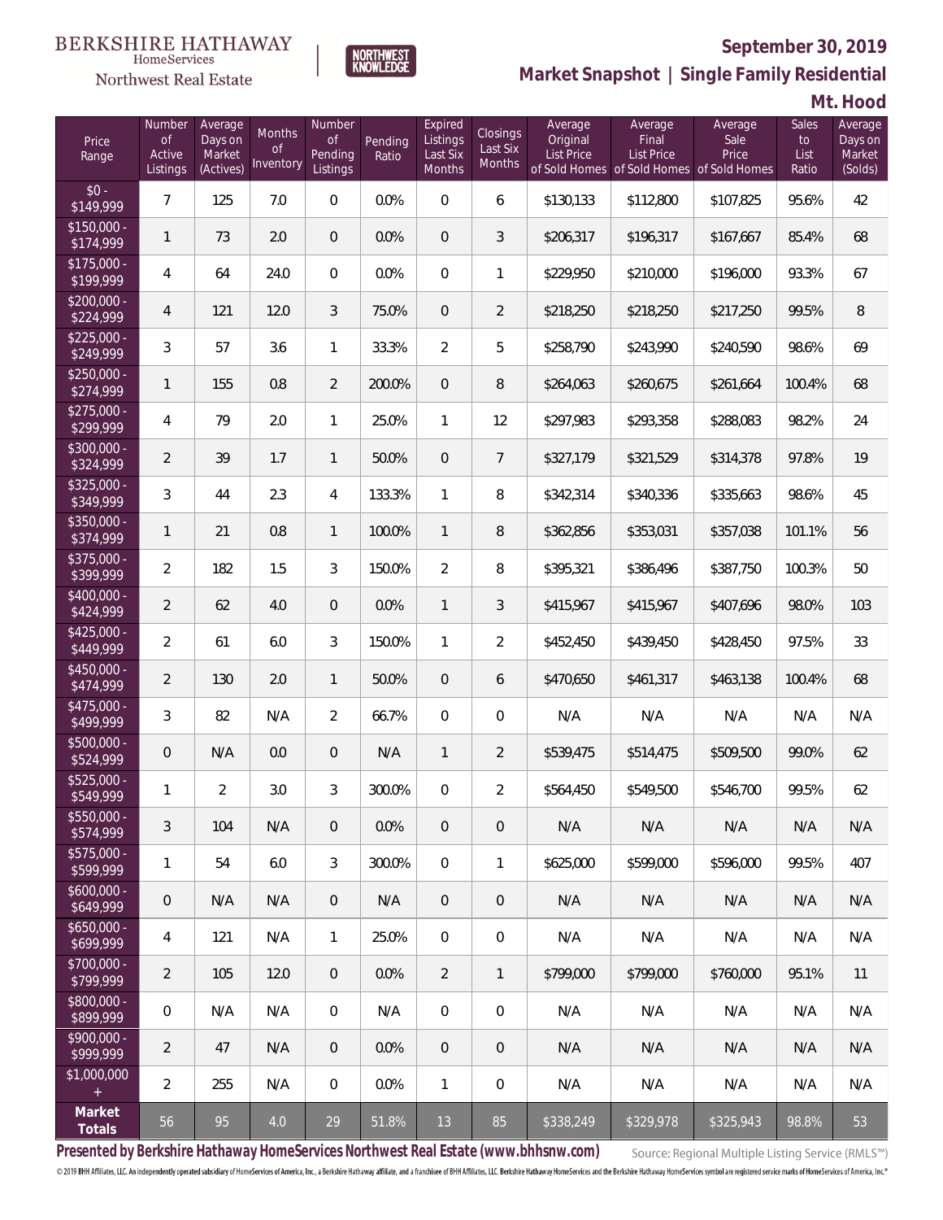BERKSHIRE HATHAWAY
HomeServices
Northwest Real Estate

NORTHWEST KNOWLEDGE

**September 30, 2019**

**Market Snapshot | Single Family Residential**

**Mt. Hood**

| Price Range | Number of Active Listings | Average Days on Market (Actives) | Months of Inventory | Number of Pending Listings | Pending Ratio | Expired Listings Last Six Months | Closings Last Six Months | Average Original List Price of Sold Homes | Average Final List Price of Sold Homes | Average Sale Price of Sold Homes | Sales to List Ratio | Average Days on Market (Solds) |
|---|---|---|---|---|---|---|---|---|---|---|---|---|
| $0 - $149,999 | 7 | 125 | 7.0 | 0 | 0.0% | 0 | 6 | $130,133 | $112,800 | $107,825 | 95.6% | 42 |
| $150,000 - $174,999 | 1 | 73 | 2.0 | 0 | 0.0% | 0 | 3 | $206,317 | $196,317 | $167,667 | 85.4% | 68 |
| $175,000 - $199,999 | 4 | 64 | 24.0 | 0 | 0.0% | 0 | 1 | $229,950 | $210,000 | $196,000 | 93.3% | 67 |
| $200,000 - $224,999 | 4 | 121 | 12.0 | 3 | 75.0% | 0 | 2 | $218,250 | $218,250 | $217,250 | 99.5% | 8 |
| $225,000 - $249,999 | 3 | 57 | 3.6 | 1 | 33.3% | 2 | 5 | $258,790 | $243,990 | $240,590 | 98.6% | 69 |
| $250,000 - $274,999 | 1 | 155 | 0.8 | 2 | 200.0% | 0 | 8 | $264,063 | $260,675 | $261,664 | 100.4% | 68 |
| $275,000 - $299,999 | 4 | 79 | 2.0 | 1 | 25.0% | 1 | 12 | $297,983 | $293,358 | $288,083 | 98.2% | 24 |
| $300,000 - $324,999 | 2 | 39 | 1.7 | 1 | 50.0% | 0 | 7 | $327,179 | $321,529 | $314,378 | 97.8% | 19 |
| $325,000 - $349,999 | 3 | 44 | 2.3 | 4 | 133.3% | 1 | 8 | $342,314 | $340,336 | $335,663 | 98.6% | 45 |
| $350,000 - $374,999 | 1 | 21 | 0.8 | 1 | 100.0% | 1 | 8 | $362,856 | $353,031 | $357,038 | 101.1% | 56 |
| $375,000 - $399,999 | 2 | 182 | 1.5 | 3 | 150.0% | 2 | 8 | $395,321 | $386,496 | $387,750 | 100.3% | 50 |
| $400,000 - $424,999 | 2 | 62 | 4.0 | 0 | 0.0% | 1 | 3 | $415,967 | $415,967 | $407,696 | 98.0% | 103 |
| $425,000 - $449,999 | 2 | 61 | 6.0 | 3 | 150.0% | 1 | 2 | $452,450 | $439,450 | $428,450 | 97.5% | 33 |
| $450,000 - $474,999 | 2 | 130 | 2.0 | 1 | 50.0% | 0 | 6 | $470,650 | $461,317 | $463,138 | 100.4% | 68 |
| $475,000 - $499,999 | 3 | 82 | N/A | 2 | 66.7% | 0 | 0 | N/A | N/A | N/A | N/A | N/A |
| $500,000 - $524,999 | 0 | N/A | 0.0 | 0 | N/A | 1 | 2 | $539,475 | $514,475 | $509,500 | 99.0% | 62 |
| $525,000 - $549,999 | 1 | 2 | 3.0 | 3 | 300.0% | 0 | 2 | $564,450 | $549,500 | $546,700 | 99.5% | 62 |
| $550,000 - $574,999 | 3 | 104 | N/A | 0 | 0.0% | 0 | 0 | N/A | N/A | N/A | N/A | N/A |
| $575,000 - $599,999 | 1 | 54 | 6.0 | 3 | 300.0% | 0 | 1 | $625,000 | $599,000 | $596,000 | 99.5% | 407 |
| $600,000 - $649,999 | 0 | N/A | N/A | 0 | N/A | 0 | 0 | N/A | N/A | N/A | N/A | N/A |
| $650,000 - $699,999 | 4 | 121 | N/A | 1 | 25.0% | 0 | 0 | N/A | N/A | N/A | N/A | N/A |
| $700,000 - $799,999 | 2 | 105 | 12.0 | 0 | 0.0% | 2 | 1 | $799,000 | $799,000 | $760,000 | 95.1% | 11 |
| $800,000 - $899,999 | 0 | N/A | N/A | 0 | N/A | 0 | 0 | N/A | N/A | N/A | N/A | N/A |
| $900,000 - $999,999 | 2 | 47 | N/A | 0 | 0.0% | 0 | 0 | N/A | N/A | N/A | N/A | N/A |
| $1,000,000 + | 2 | 255 | N/A | 0 | 0.0% | 1 | 0 | N/A | N/A | N/A | N/A | N/A |
| **Market Totals** | 56 | 95 | 4.0 | 29 | 51.8% | 13 | 85 | $338,249 | $329,978 | $325,943 | 98.8% | 53 |

**Presented by Berkshire Hathaway HomeServices Northwest Real Estate (www.bhhsnw.com)**

Source: Regional Multiple Listing Service (RMLS™)

© 2019 BHH Affiliates, LLC. An independently operated subsidiary of HomeServices of America, Inc., a Berkshire Hathaway affiliate, and a franchisee of BHH Affiliates, LLC. Berkshire Hathaway HomeServices and the Berkshire Hathaway HomeServices symbol are registered service marks of HomeServices of America, Inc.®